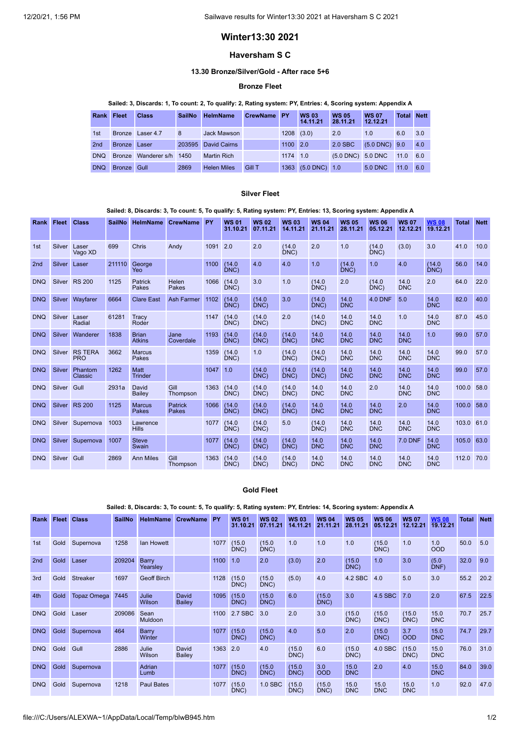# Winter13:30 2021

## Haversham S C

### 13.30 Bronze/Silver/Gold - After race 5+6

#### Bronze Fleet

**Sailed: 3, Discards: 1, To count: 2, To qualify: 2, Rating system: PY, Entries: 4, Scoring system: Appendix A**

| Rank | Fleet | Class | SailNo | HelmName | CrewName | PY | WS 03 14.11.21 | WS 05 28.11.21 | WS 07 12.12.21 | Total | Nett |
|---|---|---|---|---|---|---|---|---|---|---|---|
| 1st | Bronze | Laser 4.7 | 8 | Jack Mawson | | 1208 | (3.0) | 2.0 | 1.0 | 6.0 | 3.0 |
| 2nd | Bronze | Laser | 203595 | David Cairns | | 1100 | 2.0 | 2.0 SBC | (5.0 DNC) | 9.0 | 4.0 |
| DNQ | Bronze | Wanderer s/h | 1450 | Martin Rich | | 1174 | 1.0 | (5.0 DNC) | 5.0 DNC | 11.0 | 6.0 |
| DNQ | Bronze | Gull | 2869 | Helen Miles | Gill T | 1363 | (5.0 DNC) | 1.0 | 5.0 DNC | 11.0 | 6.0 |

#### Silver Fleet

**Sailed: 8, Discards: 3, To count: 5, To qualify: 5, Rating system: PY, Entries: 13, Scoring system: Appendix A**

| Rank | Fleet | Class | SailNo | HelmName | CrewName | PY | WS 01 31.10.21 | WS 02 07.11.21 | WS 03 14.11.21 | WS 04 21.11.21 | WS 05 28.11.21 | WS 06 05.12.21 | WS 07 12.12.21 | WS 08 19.12.21 | Total | Nett |
|---|---|---|---|---|---|---|---|---|---|---|---|---|---|---|---|---|
| 1st | Silver | Laser Vago XD | 699 | Chris | Andy | 1091 | 2.0 | 2.0 | (14.0 DNC) | 2.0 | 1.0 | (14.0 DNC) | (3.0) | 3.0 | 41.0 | 10.0 |
| 2nd | Silver | Laser | 211110 | George Yeo | | 1100 | (14.0 DNC) | 4.0 | 4.0 | 1.0 | (14.0 DNC) | 1.0 | 4.0 | (14.0 DNC) | 56.0 | 14.0 |
| DNQ | Silver | RS 200 | 1125 | Patrick Pakes | Helen Pakes | 1066 | (14.0 DNC) | 3.0 | 1.0 | (14.0 DNC) | 2.0 | (14.0 DNC) | 14.0 DNC | 2.0 | 64.0 | 22.0 |
| DNQ | Silver | Wayfarer | 6664 | Clare East | Ash Farmer | 1102 | (14.0 DNC) | (14.0 DNC) | 3.0 | (14.0 DNC) | 14.0 DNC | 4.0 DNF | 5.0 | 14.0 DNC | 82.0 | 40.0 |
| DNQ | Silver | Laser Radial | 61281 | Tracy Roder | | 1147 | (14.0 DNC) | (14.0 DNC) | 2.0 | (14.0 DNC) | 14.0 DNC | 14.0 DNC | 1.0 | 14.0 DNC | 87.0 | 45.0 |
| DNQ | Silver | Wanderer | 1838 | Brian Atkins | Jane Coverdale | 1193 | (14.0 DNC) | (14.0 DNC) | (14.0 DNC) | 14.0 DNC | 14.0 DNC | 14.0 DNC | 14.0 DNC | 1.0 | 99.0 | 57.0 |
| DNQ | Silver | RS TERA PRO | 3662 | Marcus Pakes | | 1359 | (14.0 DNC) | 1.0 | (14.0 DNC) | (14.0 DNC) | 14.0 DNC | 14.0 DNC | 14.0 DNC | 14.0 DNC | 99.0 | 57.0 |
| DNQ | Silver | Phantom Classic | 1262 | Matt Trinder | | 1047 | 1.0 | (14.0 DNC) | (14.0 DNC) | (14.0 DNC) | 14.0 DNC | 14.0 DNC | 14.0 DNC | 14.0 DNC | 99.0 | 57.0 |
| DNQ | Silver | Gull | 2931a | David Bailey | Gill Thompson | 1363 | (14.0 DNC) | (14.0 DNC) | (14.0 DNC) | 14.0 DNC | 14.0 DNC | 2.0 | 14.0 DNC | 14.0 DNC | 100.0 | 58.0 |
| DNQ | Silver | RS 200 | 1125 | Marcus Pakes | Patrick Pakes | 1066 | (14.0 DNC) | (14.0 DNC) | (14.0 DNC) | 14.0 DNC | 14.0 DNC | 14.0 DNC | 2.0 | 14.0 DNC | 100.0 | 58.0 |
| DNQ | Silver | Supernova | 1003 | Lawrence Hills | | 1077 | (14.0 DNC) | (14.0 DNC) | 5.0 | (14.0 DNC) | 14.0 DNC | 14.0 DNC | 14.0 DNC | 14.0 DNC | 103.0 | 61.0 |
| DNQ | Silver | Supernova | 1007 | Steve Swain | | 1077 | (14.0 DNC) | (14.0 DNC) | (14.0 DNC) | 14.0 DNC | 14.0 DNC | 14.0 DNC | 7.0 DNF | 14.0 DNC | 105.0 | 63.0 |
| DNQ | Silver | Gull | 2869 | Ann Miles | Gill Thompson | 1363 | (14.0 DNC) | (14.0 DNC) | (14.0 DNC) | 14.0 DNC | 14.0 DNC | 14.0 DNC | 14.0 DNC | 14.0 DNC | 112.0 | 70.0 |

#### Gold Fleet

**Sailed: 8, Discards: 3, To count: 5, To qualify: 5, Rating system: PY, Entries: 14, Scoring system: Appendix A**

| Rank | Fleet | Class | SailNo | HelmName | CrewName | PY | WS 01 31.10.21 | WS 02 07.11.21 | WS 03 14.11.21 | WS 04 21.11.21 | WS 05 28.11.21 | WS 06 05.12.21 | WS 07 12.12.21 | WS 08 19.12.21 | Total | Nett |
|---|---|---|---|---|---|---|---|---|---|---|---|---|---|---|---|---|
| 1st | Gold | Supernova | 1258 | Ian Howett | | 1077 | (15.0 DNC) | (15.0 DNC) | 1.0 | 1.0 | 1.0 | (15.0 DNC) | 1.0 | 1.0 OOD | 50.0 | 5.0 |
| 2nd | Gold | Laser | 209204 | Barry Yearsley | | 1100 | 1.0 | 2.0 | (3.0) | 2.0 | (15.0 DNC) | 1.0 | 3.0 | (5.0 DNF) | 32.0 | 9.0 |
| 3rd | Gold | Streaker | 1697 | Geoff Birch | | 1128 | (15.0 DNC) | (15.0 DNC) | (5.0) | 4.0 | 4.2 SBC | 4.0 | 5.0 | 3.0 | 55.2 | 20.2 |
| 4th | Gold | Topaz Omega | 7445 | Julie Wilson | David Bailey | 1095 | (15.0 DNC) | (15.0 DNC) | 6.0 | (15.0 DNC) | 3.0 | 4.5 SBC | 7.0 | 2.0 | 67.5 | 22.5 |
| DNQ | Gold | Laser | 209086 | Sean Muldoon | | 1100 | 2.7 SBC | 3.0 | 2.0 | 3.0 | (15.0 DNC) | (15.0 DNC) | (15.0 DNC) | 15.0 DNC | 70.7 | 25.7 |
| DNQ | Gold | Supernova | 464 | Barry Winter | | 1077 | (15.0 DNC) | (15.0 DNC) | 4.0 | 5.0 | 2.0 | (15.0 DNC) | 3.7 OOD | 15.0 DNC | 74.7 | 29.7 |
| DNQ | Gold | Gull | 2886 | Julie Wilson | David Bailey | 1363 | 2.0 | 4.0 | (15.0 DNC) | 6.0 | (15.0 DNC) | 4.0 SBC | (15.0 DNC) | 15.0 DNC | 76.0 | 31.0 |
| DNQ | Gold | Supernova | | Adrian Lumb | | 1077 | (15.0 DNC) | (15.0 DNC) | (15.0 DNC) | 3.0 OOD | 15.0 DNC | 2.0 | 4.0 | 15.0 DNC | 84.0 | 39.0 |
| DNQ | Gold | Supernova | 1218 | Paul Bates | | 1077 | (15.0 DNC) | 1.0 SBC | (15.0 DNC) | (15.0 DNC) | 15.0 DNC | 15.0 DNC | 15.0 DNC | 1.0 | 92.0 | 47.0 |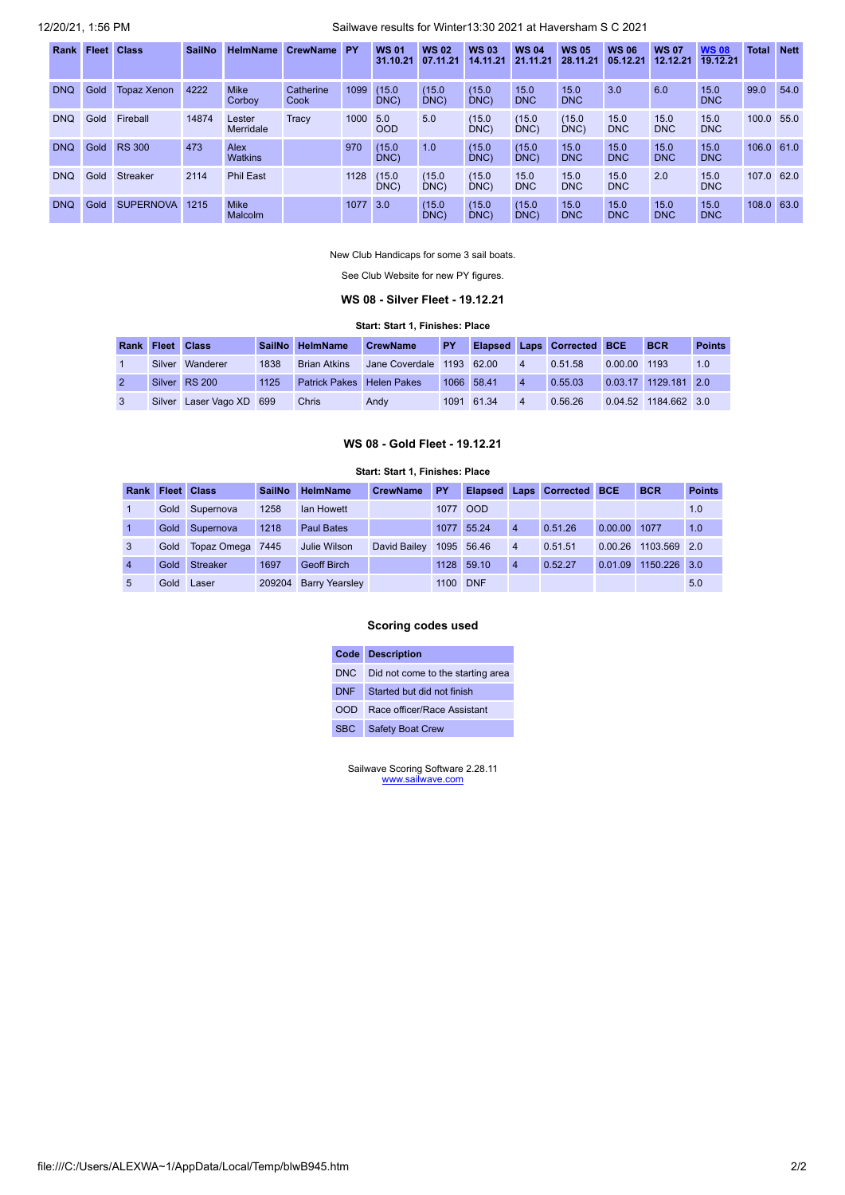| Rank | Fleet | Class | SailNo | HelmName | CrewName | PY | WS 01 31.10.21 | WS 02 07.11.21 | WS 03 14.11.21 | WS 04 21.11.21 | WS 05 28.11.21 | WS 06 05.12.21 | WS 07 12.12.21 | WS 08 19.12.21 | Total | Nett |
|---|---|---|---|---|---|---|---|---|---|---|---|---|---|---|---|---|
| DNQ | Gold | Topaz Xenon | 4222 | Mike Corboy | Catherine Cook | 1099 | (15.0 DNC) | (15.0 DNC) | (15.0 DNC) | 15.0 DNC | 15.0 DNC | 3.0 | 6.0 | 15.0 DNC | 99.0 | 54.0 |
| DNQ | Gold | Fireball | 14874 | Lester Merridale | Tracy | 1000 | 5.0 OOD | 5.0 | (15.0 DNC) | (15.0 DNC) | (15.0 DNC) | 15.0 DNC | 15.0 DNC | 15.0 DNC | 100.0 | 55.0 |
| DNQ | Gold | RS 300 | 473 | Alex Watkins | | 970 | (15.0 DNC) | 1.0 | (15.0 DNC) | (15.0 DNC) | 15.0 DNC | 15.0 DNC | 15.0 DNC | 15.0 DNC | 106.0 | 61.0 |
| DNQ | Gold | Streaker | 2114 | Phil East | | 1128 | (15.0 DNC) | (15.0 DNC) | (15.0 DNC) | 15.0 DNC | 15.0 DNC | 15.0 DNC | 2.0 | 15.0 DNC | 107.0 | 62.0 |
| DNQ | Gold | SUPERNOVA | 1215 | Mike Malcolm | | 1077 | 3.0 | (15.0 DNC) | (15.0 DNC) | (15.0 DNC) | 15.0 DNC | 15.0 DNC | 15.0 DNC | 15.0 DNC | 108.0 | 63.0 |

New Club Handicaps for some 3 sail boats.

See Club Website for new PY figures.

### WS 08 - Silver Fleet - 19.12.21

**Start: Start 1, Finishes: Place**

| Rank | Fleet | Class | SailNo | HelmName | CrewName | PY | Elapsed | Laps | Corrected | BCE | BCR | Points |
|---|---|---|---|---|---|---|---|---|---|---|---|---|
| 1 | Silver | Wanderer | 1838 | Brian Atkins | Jane Coverdale | 1193 | 62.00 | 4 | 0.51.58 | 0.00.00 | 1193 | 1.0 |
| 2 | Silver | RS 200 | 1125 | Patrick Pakes | Helen Pakes | 1066 | 58.41 | 4 | 0.55.03 | 0.03.17 | 1129.181 | 2.0 |
| 3 | Silver | Laser Vago XD | 699 | Chris | Andy | 1091 | 61.34 | 4 | 0.56.26 | 0.04.52 | 1184.662 | 3.0 |

### WS 08 - Gold Fleet - 19.12.21

**Start: Start 1, Finishes: Place**

| Rank | Fleet | Class | SailNo | HelmName | CrewName | PY | Elapsed | Laps | Corrected | BCE | BCR | Points |
|---|---|---|---|---|---|---|---|---|---|---|---|---|
| 1 | Gold | Supernova | 1258 | Ian Howett | | 1077 | OOD | | | | | 1.0 |
| 1 | Gold | Supernova | 1218 | Paul Bates | | 1077 | 55.24 | 4 | 0.51.26 | 0.00.00 | 1077 | 1.0 |
| 3 | Gold | Topaz Omega | 7445 | Julie Wilson | David Bailey | 1095 | 56.46 | 4 | 0.51.51 | 0.00.26 | 1103.569 | 2.0 |
| 4 | Gold | Streaker | 1697 | Geoff Birch | | 1128 | 59.10 | 4 | 0.52.27 | 0.01.09 | 1150.226 | 3.0 |
| 5 | Gold | Laser | 209204 | Barry Yearsley | | 1100 | DNF | | | | | 5.0 |

### Scoring codes used

| Code | Description |
|---|---|
| DNC | Did not come to the starting area |
| DNF | Started but did not finish |
| OOD | Race officer/Race Assistant |
| SBC | Safety Boat Crew |

Sailwave Scoring Software 2.28.11
www.sailwave.com